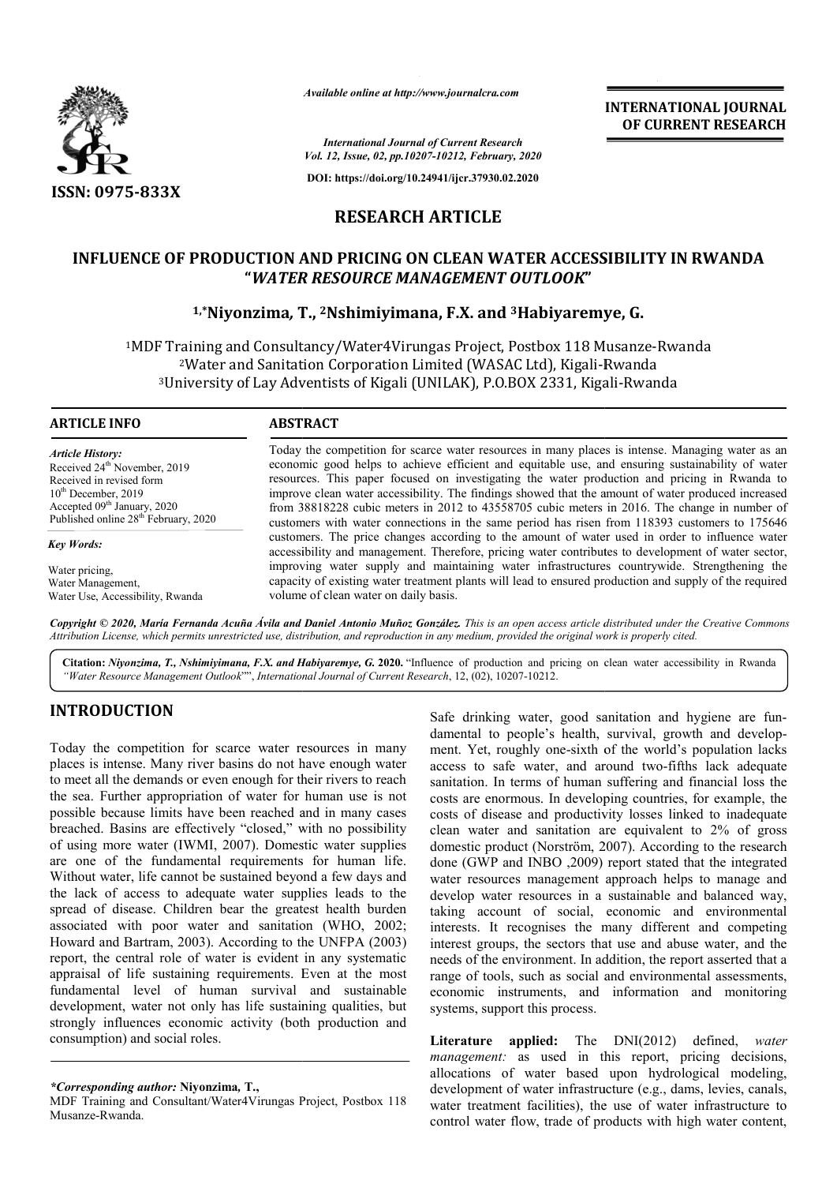# RESEARCH ARTICLE

# INFLUENCE OF PRODUCTION AND PRICING ON CLEAN WATER ACCESSIBILITY IN RWANDA "WATER RESOURCE MANAGEMENT OUTLOOK"

**[1,*]Niyonzima, T., [2]Nshimiyimana, F.X. and [3]Habiyaremye, G.**

[1]MDF Training and Consultancy/Water4Virungas Project, Postbox 118 Musanze-Rwanda
[2]Water and Sanitation Corporation Limited (WASAC Ltd), Kigali-Rwanda
[3]University of Lay Adventists of Kigali (UNILAK), P.O.BOX 2331, Kigali-Rwanda

**ARTICLE INFO**

*Article History:*
Received 24[th] November, 2019
Received in revised form
10[th] December, 2019
Accepted 09[th] January, 2020
Published online 28[th] February, 2020

*Key Words:*
Water pricing,
Water Management,
Water Use, Accessibility, Rwanda

**ABSTRACT**

Today the competition for scarce water resources in many places is intense. Managing water as an economic good helps to achieve efficient and equitable use, and ensuring sustainability of water resources. This paper focused on investigating the water production and pricing in Rwanda to improve clean water accessibility. The findings showed that the amount of water produced increased from 38818228 cubic meters in 2012 to 43558705 cubic meters in 2016. The change in number of customers with water connections in the same period has risen from 118393 customers to 175646 customers. The price changes according to the amount of water used in order to influence water accessibility and management. Therefore, pricing water contributes to development of water sector, improving water supply and maintaining water infrastructures countrywide. Strengthening the capacity of existing water treatment plants will lead to ensured production and supply of the required volume of clean water on daily basis.

*Copyright © 2020, María Fernanda Acuña Ávila and Daniel Antonio Muñoz González. This is an open access article distributed under the Creative Commons Attribution License, which permits unrestricted use, distribution, and reproduction in any medium, provided the original work is properly cited.*

**Citation:** *Niyonzima, T., Nshimiyimana, F.X. and Habiyaremye, G.* **2020.** "Influence of production and pricing on clean water accessibility in Rwanda *"Water Resource Management Outlook""*, *International Journal of Current Research*, 12, (02), 10207-10212.

## INTRODUCTION

Today the competition for scarce water resources in many places is intense. Many river basins do not have enough water to meet all the demands or even enough for their rivers to reach the sea. Further appropriation of water for human use is not possible because limits have been reached and in many cases breached. Basins are effectively "closed," with no possibility of using more water (IWMI, 2007). Domestic water supplies are one of the fundamental requirements for human life. Without water, life cannot be sustained beyond a few days and the lack of access to adequate water supplies leads to the spread of disease. Children bear the greatest health burden associated with poor water and sanitation (WHO, 2002; Howard and Bartram, 2003). According to the UNFPA (2003) report, the central role of water is evident in any systematic appraisal of life sustaining requirements. Even at the most fundamental level of human survival and sustainable development, water not only has life sustaining qualities, but strongly influences economic activity (both production and consumption) and social roles.

Safe drinking water, good sanitation and hygiene are fundamental to people's health, survival, growth and development. Yet, roughly one-sixth of the world's population lacks access to safe water, and around two-fifths lack adequate sanitation. In terms of human suffering and financial loss the costs are enormous. In developing countries, for example, the costs of disease and productivity losses linked to inadequate clean water and sanitation are equivalent to 2% of gross domestic product (Norström, 2007). According to the research done (GWP and INBO ,2009) report stated that the integrated water resources management approach helps to manage and develop water resources in a sustainable and balanced way, taking account of social, economic and environmental interests. It recognises the many different and competing interest groups, the sectors that use and abuse water, and the needs of the environment. In addition, the report asserted that a range of tools, such as social and environmental assessments, economic instruments, and information and monitoring systems, support this process.

**Literature applied:** The DNI(2012) defined, *water management:* as used in this report, pricing decisions, allocations of water based upon hydrological modeling, development of water infrastructure (e.g., dams, levies, canals, water treatment facilities), the use of water infrastructure to control water flow, trade of products with high water content,

*\*Corresponding author:* **Niyonzima, T.,**
MDF Training and Consultant/Water4Virungas Project, Postbox 118 Musanze-Rwanda.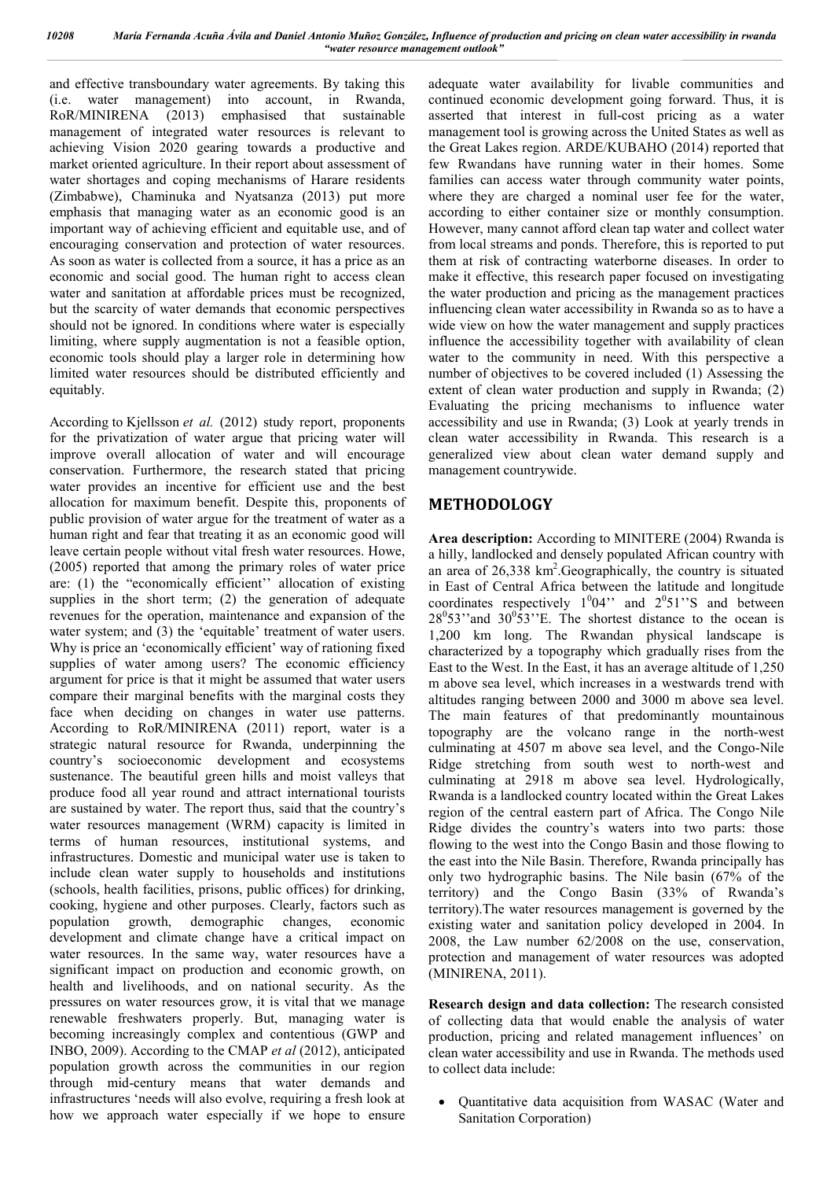and effective transboundary water agreements. By taking this (i.e. water management) into account, in Rwanda, RoR/MINIRENA (2013) emphasised that sustainable management of integrated water resources is relevant to achieving Vision 2020 gearing towards a productive and market oriented agriculture. In their report about assessment of water shortages and coping mechanisms of Harare residents (Zimbabwe), Chaminuka and Nyatsanza (2013) put more emphasis that managing water as an economic good is an important way of achieving efficient and equitable use, and of encouraging conservation and protection of water resources. As soon as water is collected from a source, it has a price as an economic and social good. The human right to access clean water and sanitation at affordable prices must be recognized, but the scarcity of water demands that economic perspectives should not be ignored. In conditions where water is especially limiting, where supply augmentation is not a feasible option, economic tools should play a larger role in determining how limited water resources should be distributed efficiently and equitably.

According to Kjellsson *et al.* (2012) study report, proponents for the privatization of water argue that pricing water will improve overall allocation of water and will encourage conservation. Furthermore, the research stated that pricing water provides an incentive for efficient use and the best allocation for maximum benefit. Despite this, proponents of public provision of water argue for the treatment of water as a human right and fear that treating it as an economic good will leave certain people without vital fresh water resources. Howe, (2005) reported that among the primary roles of water price are: (1) the "economically efficient'' allocation of existing supplies in the short term; (2) the generation of adequate revenues for the operation, maintenance and expansion of the water system; and (3) the 'equitable' treatment of water users. Why is price an 'economically efficient' way of rationing fixed supplies of water among users? The economic efficiency argument for price is that it might be assumed that water users compare their marginal benefits with the marginal costs they face when deciding on changes in water use patterns. According to RoR/MINIRENA (2011) report, water is a strategic natural resource for Rwanda, underpinning the country's socioeconomic development and ecosystems sustenance. The beautiful green hills and moist valleys that produce food all year round and attract international tourists are sustained by water. The report thus, said that the country's water resources management (WRM) capacity is limited in terms of human resources, institutional systems, and infrastructures. Domestic and municipal water use is taken to include clean water supply to households and institutions (schools, health facilities, prisons, public offices) for drinking, cooking, hygiene and other purposes. Clearly, factors such as population growth, demographic changes, economic development and climate change have a critical impact on water resources. In the same way, water resources have a significant impact on production and economic growth, on health and livelihoods, and on national security. As the pressures on water resources grow, it is vital that we manage renewable freshwaters properly. But, managing water is becoming increasingly complex and contentious (GWP and INBO, 2009). According to the CMAP *et al* (2012), anticipated population growth across the communities in our region through mid-century means that water demands and infrastructures 'needs will also evolve, requiring a fresh look at how we approach water especially if we hope to ensure adequate water availability for livable communities and continued economic development going forward. Thus, it is asserted that interest in full-cost pricing as a water management tool is growing across the United States as well as the Great Lakes region. ARDE/KUBAHO (2014) reported that few Rwandans have running water in their homes. Some families can access water through community water points, where they are charged a nominal user fee for the water, according to either container size or monthly consumption. However, many cannot afford clean tap water and collect water from local streams and ponds. Therefore, this is reported to put them at risk of contracting waterborne diseases. In order to make it effective, this research paper focused on investigating the water production and pricing as the management practices influencing clean water accessibility in Rwanda so as to have a wide view on how the water management and supply practices influence the accessibility together with availability of clean water to the community in need. With this perspective a number of objectives to be covered included (1) Assessing the extent of clean water production and supply in Rwanda; (2) Evaluating the pricing mechanisms to influence water accessibility and use in Rwanda; (3) Look at yearly trends in clean water accessibility in Rwanda. This research is a generalized view about clean water demand supply and management countrywide.

## METHODOLOGY

**Area description:** According to MINITERE (2004) Rwanda is a hilly, landlocked and densely populated African country with an area of 26,338 km$^2$.Geographically, the country is situated in East of Central Africa between the latitude and longitude coordinates respectively 1$^0$04'' and 2$^0$51''S and between 28$^0$53''and 30$^0$53''E. The shortest distance to the ocean is 1,200 km long. The Rwandan physical landscape is characterized by a topography which gradually rises from the East to the West. In the East, it has an average altitude of 1,250 m above sea level, which increases in a westwards trend with altitudes ranging between 2000 and 3000 m above sea level. The main features of that predominantly mountainous topography are the volcano range in the north-west culminating at 4507 m above sea level, and the Congo-Nile Ridge stretching from south west to north-west and culminating at 2918 m above sea level. Hydrologically, Rwanda is a landlocked country located within the Great Lakes region of the central eastern part of Africa. The Congo Nile Ridge divides the country's waters into two parts: those flowing to the west into the Congo Basin and those flowing to the east into the Nile Basin. Therefore, Rwanda principally has only two hydrographic basins. The Nile basin (67% of the territory) and the Congo Basin (33% of Rwanda's territory).The water resources management is governed by the existing water and sanitation policy developed in 2004. In 2008, the Law number 62/2008 on the use, conservation, protection and management of water resources was adopted (MINIRENA, 2011).

**Research design and data collection:** The research consisted of collecting data that would enable the analysis of water production, pricing and related management influences' on clean water accessibility and use in Rwanda. The methods used to collect data include:

- Quantitative data acquisition from WASAC (Water and Sanitation Corporation)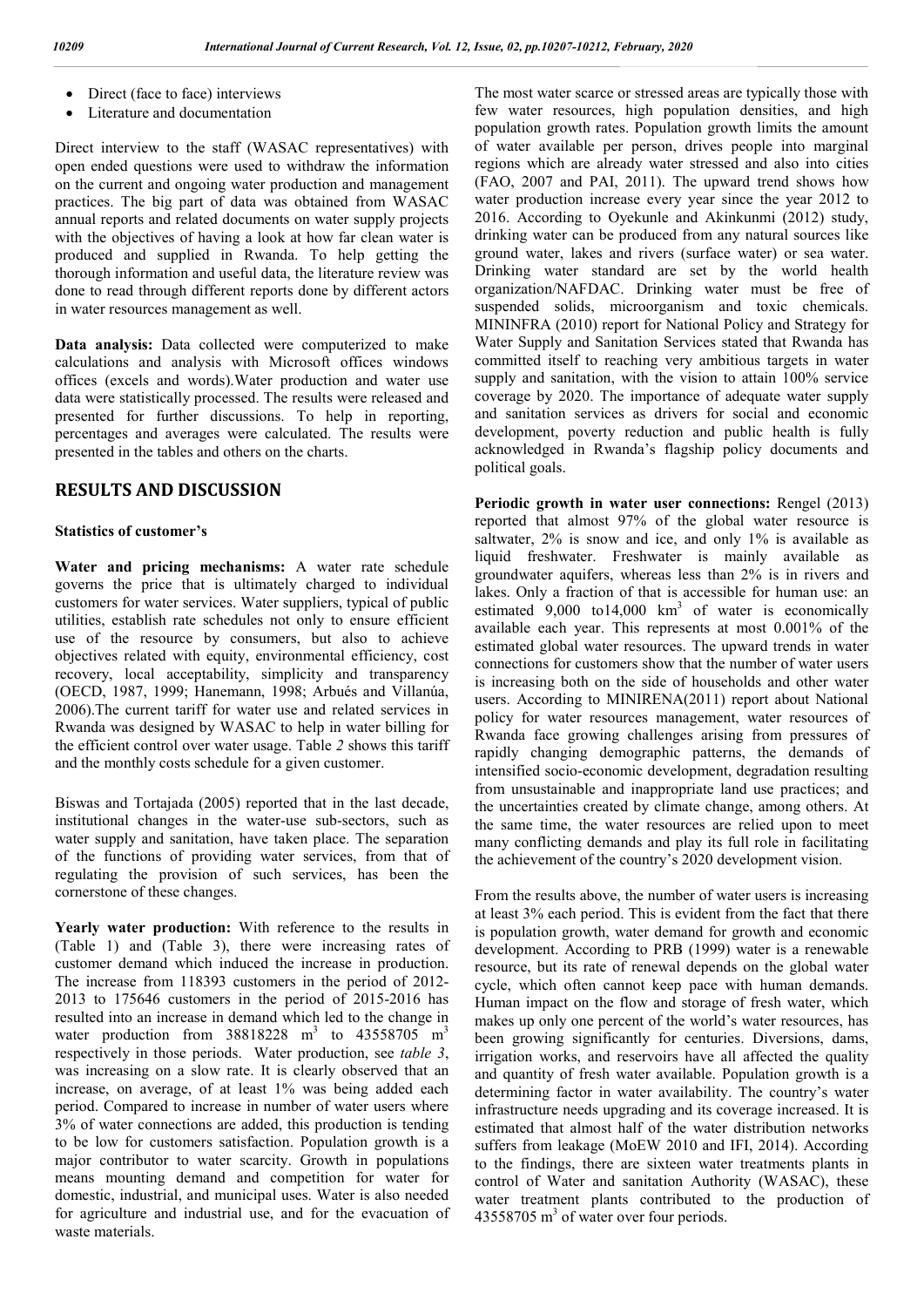- Direct (face to face) interviews
- Literature and documentation

Direct interview to the staff (WASAC representatives) with open ended questions were used to withdraw the information on the current and ongoing water production and management practices. The big part of data was obtained from WASAC annual reports and related documents on water supply projects with the objectives of having a look at how far clean water is produced and supplied in Rwanda. To help getting the thorough information and useful data, the literature review was done to read through different reports done by different actors in water resources management as well.

**Data analysis:** Data collected were computerized to make calculations and analysis with Microsoft offices windows offices (excels and words).Water production and water use data were statistically processed. The results were released and presented for further discussions. To help in reporting, percentages and averages were calculated. The results were presented in the tables and others on the charts.

## RESULTS AND DISCUSSION

### Statistics of customer's

**Water and pricing mechanisms:** A water rate schedule governs the price that is ultimately charged to individual customers for water services. Water suppliers, typical of public utilities, establish rate schedules not only to ensure efficient use of the resource by consumers, but also to achieve objectives related with equity, environmental efficiency, cost recovery, local acceptability, simplicity and transparency (OECD, 1987, 1999; Hanemann, 1998; Arbués and Villanúa, 2006).The current tariff for water use and related services in Rwanda was designed by WASAC to help in water billing for the efficient control over water usage. Table *2* shows this tariff and the monthly costs schedule for a given customer.

Biswas and Tortajada (2005) reported that in the last decade, institutional changes in the water-use sub-sectors, such as water supply and sanitation, have taken place. The separation of the functions of providing water services, from that of regulating the provision of such services, has been the cornerstone of these changes.

**Yearly water production:** With reference to the results in (Table 1) and (Table 3), there were increasing rates of customer demand which induced the increase in production. The increase from 118393 customers in the period of 2012-2013 to 175646 customers in the period of 2015-2016 has resulted into an increase in demand which led to the change in water production from 38818228 $m^3$ to 43558705 $m^3$ respectively in those periods. Water production, see *table 3*, was increasing on a slow rate. It is clearly observed that an increase, on average, of at least 1% was being added each period. Compared to increase in number of water users where 3% of water connections are added, this production is tending to be low for customers satisfaction. Population growth is a major contributor to water scarcity. Growth in populations means mounting demand and competition for water for domestic, industrial, and municipal uses. Water is also needed for agriculture and industrial use, and for the evacuation of waste materials.

The most water scarce or stressed areas are typically those with few water resources, high population densities, and high population growth rates. Population growth limits the amount of water available per person, drives people into marginal regions which are already water stressed and also into cities (FAO, 2007 and PAI, 2011). The upward trend shows how water production increase every year since the year 2012 to 2016. According to Oyekunle and Akinkunmi (2012) study, drinking water can be produced from any natural sources like ground water, lakes and rivers (surface water) or sea water. Drinking water standard are set by the world health organization/NAFDAC. Drinking water must be free of suspended solids, microorganism and toxic chemicals. MININFRA (2010) report for National Policy and Strategy for Water Supply and Sanitation Services stated that Rwanda has committed itself to reaching very ambitious targets in water supply and sanitation, with the vision to attain 100% service coverage by 2020. The importance of adequate water supply and sanitation services as drivers for social and economic development, poverty reduction and public health is fully acknowledged in Rwanda's flagship policy documents and political goals.

**Periodic growth in water user connections:** Rengel (2013) reported that almost 97% of the global water resource is saltwater, 2% is snow and ice, and only 1% is available as liquid freshwater. Freshwater is mainly available as groundwater aquifers, whereas less than 2% is in rivers and lakes. Only a fraction of that is accessible for human use: an estimated 9,000 to14,000 $km^3$ of water is economically available each year. This represents at most 0.001% of the estimated global water resources. The upward trends in water connections for customers show that the number of water users is increasing both on the side of households and other water users. According to MINIRENA(2011) report about National policy for water resources management, water resources of Rwanda face growing challenges arising from pressures of rapidly changing demographic patterns, the demands of intensified socio-economic development, degradation resulting from unsustainable and inappropriate land use practices; and the uncertainties created by climate change, among others. At the same time, the water resources are relied upon to meet many conflicting demands and play its full role in facilitating the achievement of the country's 2020 development vision.

From the results above, the number of water users is increasing at least 3% each period. This is evident from the fact that there is population growth, water demand for growth and economic development. According to PRB (1999) water is a renewable resource, but its rate of renewal depends on the global water cycle, which often cannot keep pace with human demands. Human impact on the flow and storage of fresh water, which makes up only one percent of the world's water resources, has been growing significantly for centuries. Diversions, dams, irrigation works, and reservoirs have all affected the quality and quantity of fresh water available. Population growth is a determining factor in water availability. The country's water infrastructure needs upgrading and its coverage increased. It is estimated that almost half of the water distribution networks suffers from leakage (MoEW 2010 and IFI, 2014). According to the findings, there are sixteen water treatments plants in control of Water and sanitation Authority (WASAC), these water treatment plants contributed to the production of 43558705 $m^3$ of water over four periods.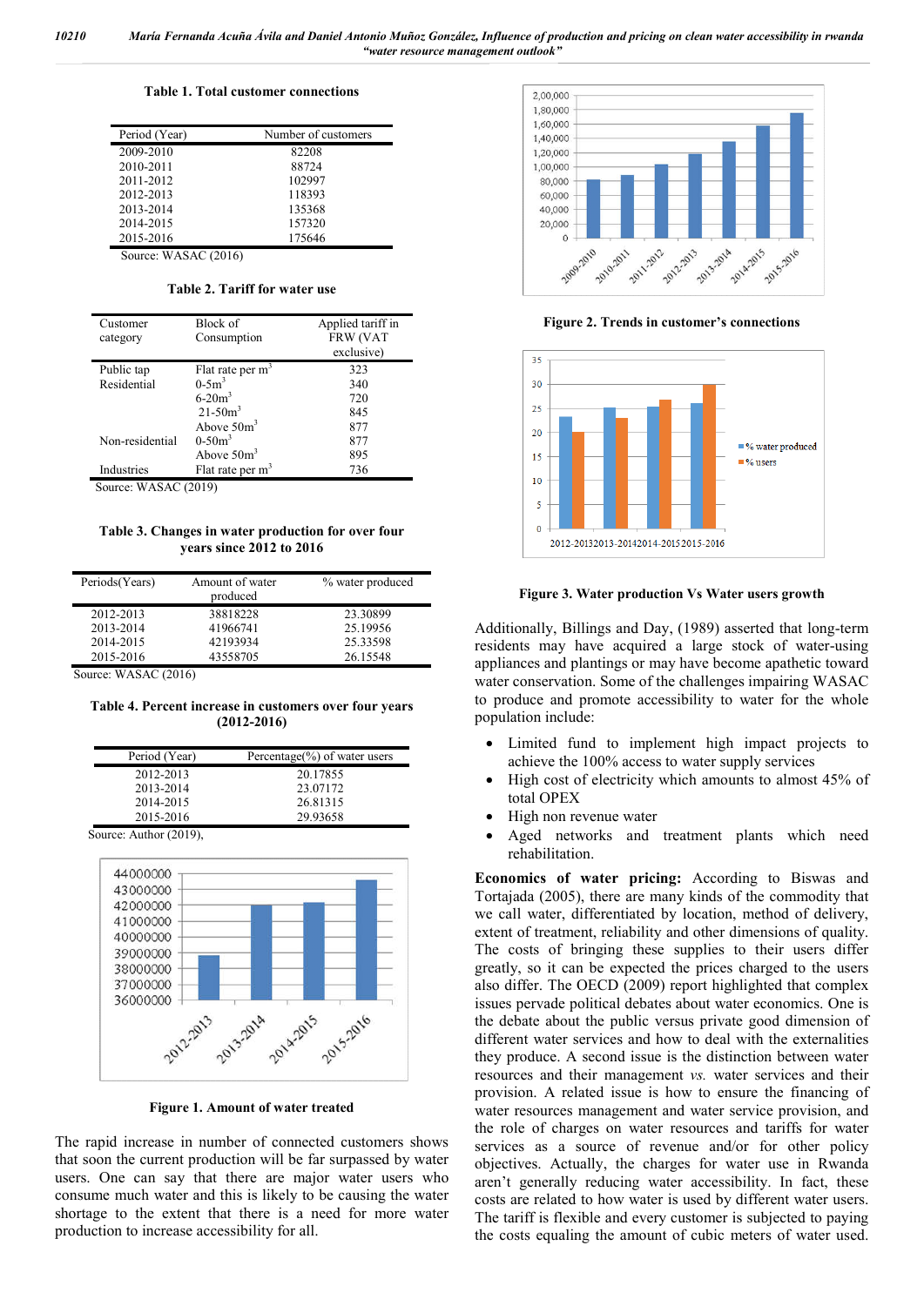**Table 1. Total customer connections**

| Period (Year) | Number of customers |
|---|---|
| 2009-2010 | 82208 |
| 2010-2011 | 88724 |
| 2011-2012 | 102997 |
| 2012-2013 | 118393 |
| 2013-2014 | 135368 |
| 2014-2015 | 157320 |
| 2015-2016 | 175646 |

Source: WASAC (2016)

**Table 2. Tariff for water use**

| Customer category | Block of Consumption | Applied tariff in FRW (VAT exclusive) |
|---|---|---|
| Public tap | Flat rate per $m^3$ | 323 |
| Residential | 0-5$m^3$ | 340 |
| | 6-20$m^3$ | 720 |
| | 21-50$m^3$ | 845 |
| | Above 50$m^3$ | 877 |
| Non-residential | 0-50$m^3$ | 877 |
| | Above 50$m^3$ | 895 |
| Industries | Flat rate per $m^3$ | 736 |

Source: WASAC (2019)

**Table 3. Changes in water production for over four years since 2012 to 2016**

| Periods(Years) | Amount of water produced | % water produced |
|---|---|---|
| 2012-2013 | 38818228 | 23.30899 |
| 2013-2014 | 41966741 | 25.19956 |
| 2014-2015 | 42193934 | 25.33598 |
| 2015-2016 | 43558705 | 26.15548 |

Source: WASAC (2016)

**Table 4. Percent increase in customers over four years (2012-2016)**

| Period (Year) | Percentage(%) of water users |
|---|---|
| 2012-2013 | 20.17855 |
| 2013-2014 | 23.07172 |
| 2014-2015 | 26.81315 |
| 2015-2016 | 29.93658 |

Source: Author (2019),

**Figure 1. Amount of water treated**

The rapid increase in number of connected customers shows that soon the current production will be far surpassed by water users. One can say that there are major water users who consume much water and this is likely to be causing the water shortage to the extent that there is a need for more water production to increase accessibility for all.

**Figure 2. Trends in customer's connections**

**Figure 3. Water production Vs Water users growth**

Additionally, Billings and Day, (1989) asserted that long-term residents may have acquired a large stock of water-using appliances and plantings or may have become apathetic toward water conservation. Some of the challenges impairing WASAC to produce and promote accessibility to water for the whole population include:

- Limited fund to implement high impact projects to achieve the 100% access to water supply services
- High cost of electricity which amounts to almost 45% of total OPEX
- High non revenue water
- Aged networks and treatment plants which need rehabilitation.

**Economics of water pricing:** According to Biswas and Tortajada (2005), there are many kinds of the commodity that we call water, differentiated by location, method of delivery, extent of treatment, reliability and other dimensions of quality. The costs of bringing these supplies to their users differ greatly, so it can be expected the prices charged to the users also differ. The OECD (2009) report highlighted that complex issues pervade political debates about water economics. One is the debate about the public versus private good dimension of different water services and how to deal with the externalities they produce. A second issue is the distinction between water resources and their management *vs.* water services and their provision. A related issue is how to ensure the financing of water resources management and water service provision, and the role of charges on water resources and tariffs for water services as a source of revenue and/or for other policy objectives. Actually, the charges for water use in Rwanda aren't generally reducing water accessibility. In fact, these costs are related to how water is used by different water users. The tariff is flexible and every customer is subjected to paying the costs equaling the amount of cubic meters of water used.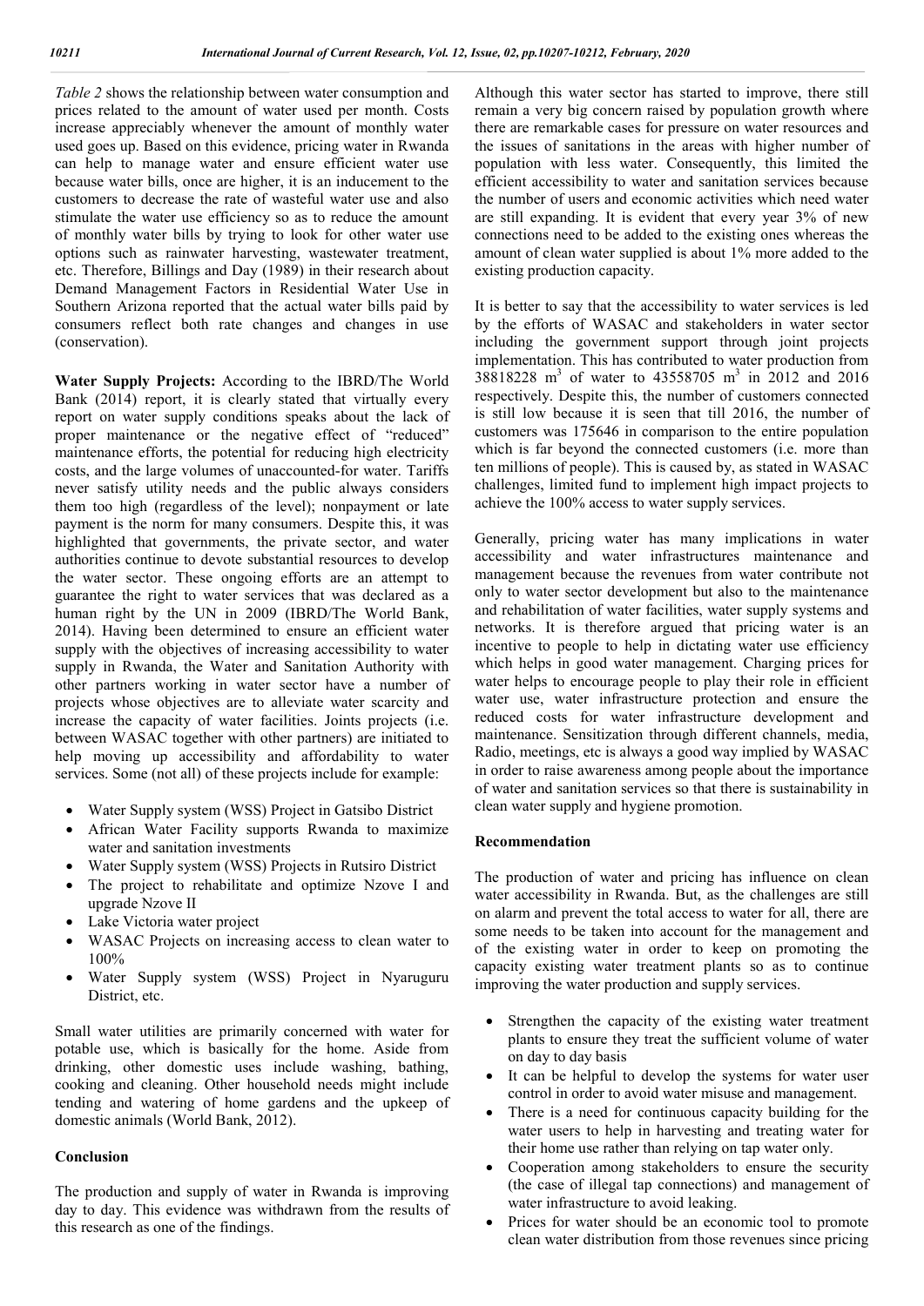*Table 2* shows the relationship between water consumption and prices related to the amount of water used per month. Costs increase appreciably whenever the amount of monthly water used goes up. Based on this evidence, pricing water in Rwanda can help to manage water and ensure efficient water use because water bills, once are higher, it is an inducement to the customers to decrease the rate of wasteful water use and also stimulate the water use efficiency so as to reduce the amount of monthly water bills by trying to look for other water use options such as rainwater harvesting, wastewater treatment, etc. Therefore, Billings and Day (1989) in their research about Demand Management Factors in Residential Water Use in Southern Arizona reported that the actual water bills paid by consumers reflect both rate changes and changes in use (conservation).

**Water Supply Projects:** According to the IBRD/The World Bank (2014) report, it is clearly stated that virtually every report on water supply conditions speaks about the lack of proper maintenance or the negative effect of "reduced" maintenance efforts, the potential for reducing high electricity costs, and the large volumes of unaccounted-for water. Tariffs never satisfy utility needs and the public always considers them too high (regardless of the level); nonpayment or late payment is the norm for many consumers. Despite this, it was highlighted that governments, the private sector, and water authorities continue to devote substantial resources to develop the water sector. These ongoing efforts are an attempt to guarantee the right to water services that was declared as a human right by the UN in 2009 (IBRD/The World Bank, 2014). Having been determined to ensure an efficient water supply with the objectives of increasing accessibility to water supply in Rwanda, the Water and Sanitation Authority with other partners working in water sector have a number of projects whose objectives are to alleviate water scarcity and increase the capacity of water facilities. Joints projects (i.e. between WASAC together with other partners) are initiated to help moving up accessibility and affordability to water services. Some (not all) of these projects include for example:

- Water Supply system (WSS) Project in Gatsibo District
- African Water Facility supports Rwanda to maximize water and sanitation investments
- Water Supply system (WSS) Projects in Rutsiro District
- The project to rehabilitate and optimize Nzove I and upgrade Nzove II
- Lake Victoria water project
- WASAC Projects on increasing access to clean water to 100%
- Water Supply system (WSS) Project in Nyaruguru District, etc.

Small water utilities are primarily concerned with water for potable use, which is basically for the home. Aside from drinking, other domestic uses include washing, bathing, cooking and cleaning. Other household needs might include tending and watering of home gardens and the upkeep of domestic animals (World Bank, 2012).

## Conclusion

The production and supply of water in Rwanda is improving day to day. This evidence was withdrawn from the results of this research as one of the findings.

Although this water sector has started to improve, there still remain a very big concern raised by population growth where there are remarkable cases for pressure on water resources and the issues of sanitations in the areas with higher number of population with less water. Consequently, this limited the efficient accessibility to water and sanitation services because the number of users and economic activities which need water are still expanding. It is evident that every year 3% of new connections need to be added to the existing ones whereas the amount of clean water supplied is about 1% more added to the existing production capacity.

It is better to say that the accessibility to water services is led by the efforts of WASAC and stakeholders in water sector including the government support through joint projects implementation. This has contributed to water production from 38818228 $m^3$ of water to 43558705 $m^3$ in 2012 and 2016 respectively. Despite this, the number of customers connected is still low because it is seen that till 2016, the number of customers was 175646 in comparison to the entire population which is far beyond the connected customers (i.e. more than ten millions of people). This is caused by, as stated in WASAC challenges, limited fund to implement high impact projects to achieve the 100% access to water supply services.

Generally, pricing water has many implications in water accessibility and water infrastructures maintenance and management because the revenues from water contribute not only to water sector development but also to the maintenance and rehabilitation of water facilities, water supply systems and networks. It is therefore argued that pricing water is an incentive to people to help in dictating water use efficiency which helps in good water management. Charging prices for water helps to encourage people to play their role in efficient water use, water infrastructure protection and ensure the reduced costs for water infrastructure development and maintenance. Sensitization through different channels, media, Radio, meetings, etc is always a good way implied by WASAC in order to raise awareness among people about the importance of water and sanitation services so that there is sustainability in clean water supply and hygiene promotion.

## Recommendation

The production of water and pricing has influence on clean water accessibility in Rwanda. But, as the challenges are still on alarm and prevent the total access to water for all, there are some needs to be taken into account for the management and of the existing water in order to keep on promoting the capacity existing water treatment plants so as to continue improving the water production and supply services.

- Strengthen the capacity of the existing water treatment plants to ensure they treat the sufficient volume of water on day to day basis
- It can be helpful to develop the systems for water user control in order to avoid water misuse and management.
- There is a need for continuous capacity building for the water users to help in harvesting and treating water for their home use rather than relying on tap water only.
- Cooperation among stakeholders to ensure the security (the case of illegal tap connections) and management of water infrastructure to avoid leaking.
- Prices for water should be an economic tool to promote clean water distribution from those revenues since pricing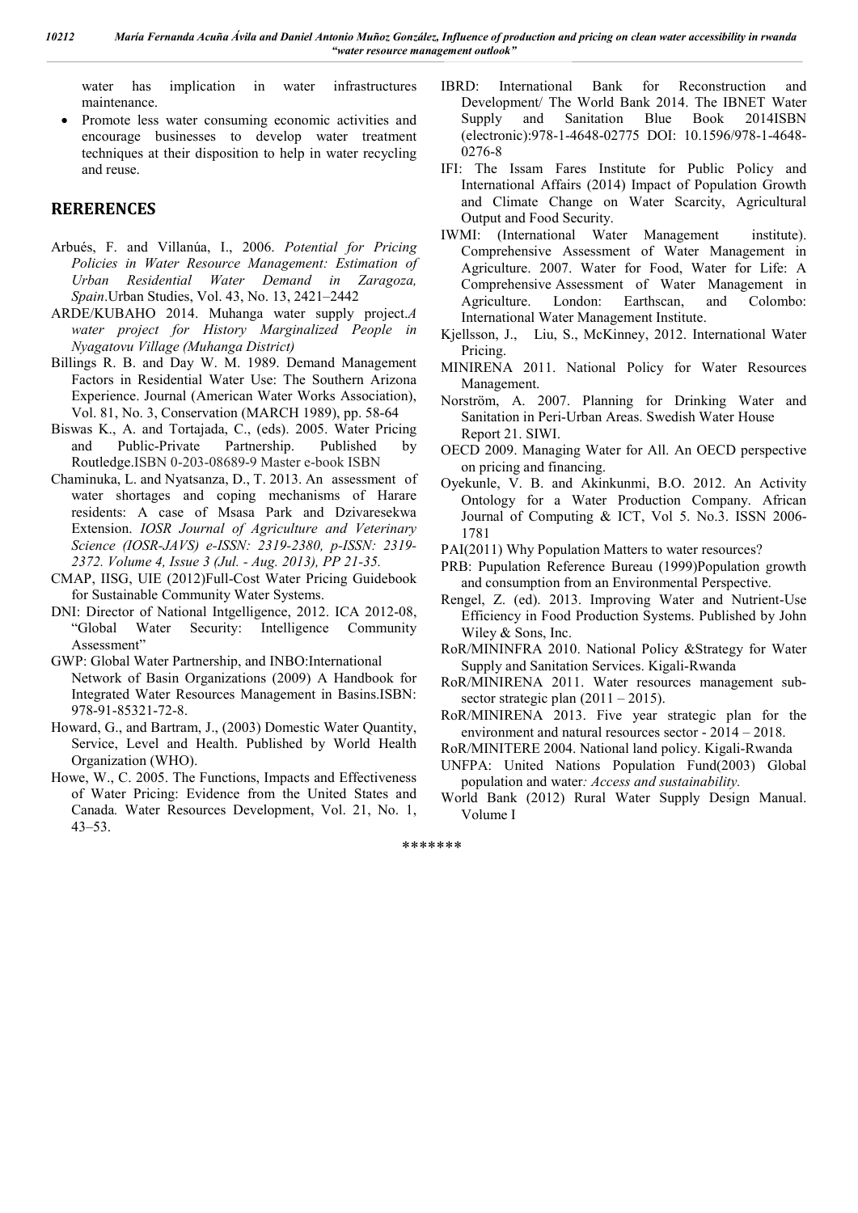water has implication in water infrastructures maintenance.

- Promote less water consuming economic activities and encourage businesses to develop water treatment techniques at their disposition to help in water recycling and reuse.

## RERERENCES

Arbués, F. and Villanúa, I., 2006. *Potential for Pricing Policies in Water Resource Management: Estimation of Urban Residential Water Demand in Zaragoza, Spain*.Urban Studies, Vol. 43, No. 13, 2421–2442

ARDE/KUBAHO 2014. Muhanga water supply project.*A water project for History Marginalized People in Nyagatovu Village (Muhanga District)*

Billings R. B. and Day W. M. 1989. Demand Management Factors in Residential Water Use: The Southern Arizona Experience. Journal (American Water Works Association), Vol. 81, No. 3, Conservation (MARCH 1989), pp. 58-64

Biswas K., A. and Tortajada, C., (eds). 2005. Water Pricing and Public-Private Partnership. Published by Routledge.ISBN 0-203-08689-9 Master e-book ISBN

Chaminuka, L. and Nyatsanza, D., T. 2013. An assessment of water shortages and coping mechanisms of Harare residents: A case of Msasa Park and Dzivaresekwa Extension. *IOSR Journal of Agriculture and Veterinary Science (IOSR-JAVS) e-ISSN: 2319-2380, p-ISSN: 2319-2372. Volume 4, Issue 3 (Jul. - Aug. 2013), PP 21-35.*

CMAP, IISG, UIE (2012)Full-Cost Water Pricing Guidebook for Sustainable Community Water Systems.

DNI: Director of National Intgelligence, 2012. ICA 2012-08, "Global Water Security: Intelligence Community Assessment"

GWP: Global Water Partnership, and INBO:International Network of Basin Organizations (2009) A Handbook for Integrated Water Resources Management in Basins.ISBN: 978-91-85321-72-8.

Howard, G., and Bartram, J., (2003) Domestic Water Quantity, Service, Level and Health. Published by World Health Organization (WHO).

Howe, W., C. 2005. The Functions, Impacts and Effectiveness of Water Pricing: Evidence from the United States and Canada*.* Water Resources Development, Vol. 21, No. 1, 43–53.

IBRD: International Bank for Reconstruction and Development/ The World Bank 2014. The IBNET Water Supply and Sanitation Blue Book 2014ISBN (electronic):978-1-4648-02775 DOI: 10.1596/978-1-4648-0276-8

IFI: The Issam Fares Institute for Public Policy and International Affairs (2014) Impact of Population Growth and Climate Change on Water Scarcity, Agricultural Output and Food Security.

IWMI: (International Water Management institute). Comprehensive Assessment of Water Management in Agriculture. 2007. Water for Food, Water for Life: A Comprehensive Assessment of Water Management in Agriculture. London: Earthscan, and Colombo: International Water Management Institute.

Kjellsson, J., Liu, S., McKinney, 2012. International Water Pricing.

MINIRENA 2011. National Policy for Water Resources Management.

Norström, A. 2007. Planning for Drinking Water and Sanitation in Peri-Urban Areas. Swedish Water House Report 21. SIWI.

OECD 2009. Managing Water for All. An OECD perspective on pricing and financing.

Oyekunle, V. B. and Akinkunmi, B.O. 2012. An Activity Ontology for a Water Production Company. African Journal of Computing & ICT, Vol 5. No.3. ISSN 2006-1781

PAI(2011) Why Population Matters to water resources?

PRB: Pupulation Reference Bureau (1999)Population growth and consumption from an Environmental Perspective.

Rengel, Z. (ed). 2013. Improving Water and Nutrient-Use Efficiency in Food Production Systems. Published by John Wiley & Sons, Inc.

RoR/MININFRA 2010. National Policy &Strategy for Water Supply and Sanitation Services. Kigali-Rwanda

RoR/MINIRENA 2011. Water resources management sub-sector strategic plan (2011 – 2015).

RoR/MINIRENA 2013. Five year strategic plan for the environment and natural resources sector - 2014 – 2018.

RoR/MINITERE 2004. National land policy. Kigali-Rwanda

UNFPA: United Nations Population Fund(2003) Global population and water*: Access and sustainability.*

World Bank (2012) Rural Water Supply Design Manual. Volume I

\*\*\*\*\*\*\*